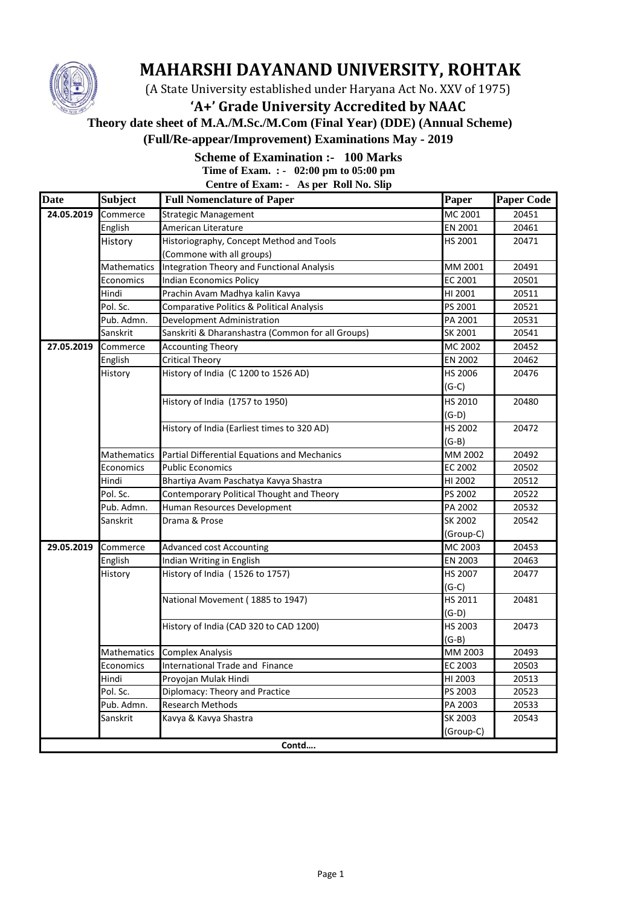# MAHARSHI DAYANAND UNIVERSITY, ROHTAK

(A State University established under Haryana Act No. XXV of 1975)

**'A+' Grade University Accredited by NAAC**

**Theory date sheet of M.A./M.Sc./M.Com (Final Year) (DDE) (Annual Scheme)**

**(Full/Re-appear/Improvement) Examinations May - 2019**

**Scheme of Examination :- 100 Marks**

**Time of Exam. : - 02:00 pm to 05:00 pm**

**Centre of Exam: - As per Roll No. Slip**

| Date | Subject | Full Nomenclature of Paper | Paper | Paper Code |
|---|---|---|---|---|
| 24.05.2019 | Commerce | Strategic Management | MC 2001 | 20451 |
| | English | American Literature | EN 2001 | 20461 |
| | History | Historiography, Concept Method and Tools (Commone with all groups) | HS 2001 | 20471 |
| | Mathematics | Integration Theory and Functional Analysis | MM 2001 | 20491 |
| | Economics | Indian Economics Policy | EC 2001 | 20501 |
| | Hindi | Prachin Avam Madhya kalin Kavya | HI 2001 | 20511 |
| | Pol. Sc. | Comparative Politics & Political Analysis | PS 2001 | 20521 |
| | Pub. Admn. | Development Administration | PA 2001 | 20531 |
| | Sanskrit | Sanskriti & Dharanshastra (Common for all Groups) | SK 2001 | 20541 |
| 27.05.2019 | Commerce | Accounting Theory | MC 2002 | 20452 |
| | English | Critical Theory | EN 2002 | 20462 |
| | History | History of India (C 1200 to 1526 AD) | HS 2006 (G-C) | 20476 |
| | | History of India (1757 to 1950) | HS 2010 (G-D) | 20480 |
| | | History of India (Earliest times to 320 AD) | HS 2002 (G-B) | 20472 |
| | Mathematics | Partial Differential Equations and Mechanics | MM 2002 | 20492 |
| | Economics | Public Economics | EC 2002 | 20502 |
| | Hindi | Bhartiya Avam Paschatya Kavya Shastra | HI 2002 | 20512 |
| | Pol. Sc. | Contemporary Political Thought and Theory | PS 2002 | 20522 |
| | Pub. Admn. | Human Resources Development | PA 2002 | 20532 |
| | Sanskrit | Drama & Prose | SK 2002 (Group-C) | 20542 |
| 29.05.2019 | Commerce | Advanced cost Accounting | MC 2003 | 20453 |
| | English | Indian Writing in English | EN 2003 | 20463 |
| | History | History of India ( 1526 to 1757) | HS 2007 (G-C) | 20477 |
| | | National Movement ( 1885 to 1947) | HS 2011 (G-D) | 20481 |
| | | History of India (CAD 320 to CAD 1200) | HS 2003 (G-B) | 20473 |
| | Mathematics | Complex Analysis | MM 2003 | 20493 |
| | Economics | International Trade and Finance | EC 2003 | 20503 |
| | Hindi | Proyojan Mulak Hindi | HI 2003 | 20513 |
| | Pol. Sc. | Diplomacy: Theory and Practice | PS 2003 | 20523 |
| | Pub. Admn. | Research Methods | PA 2003 | 20533 |
| | Sanskrit | Kavya & Kavya Shastra | SK 2003 (Group-C) | 20543 |

**Contd….**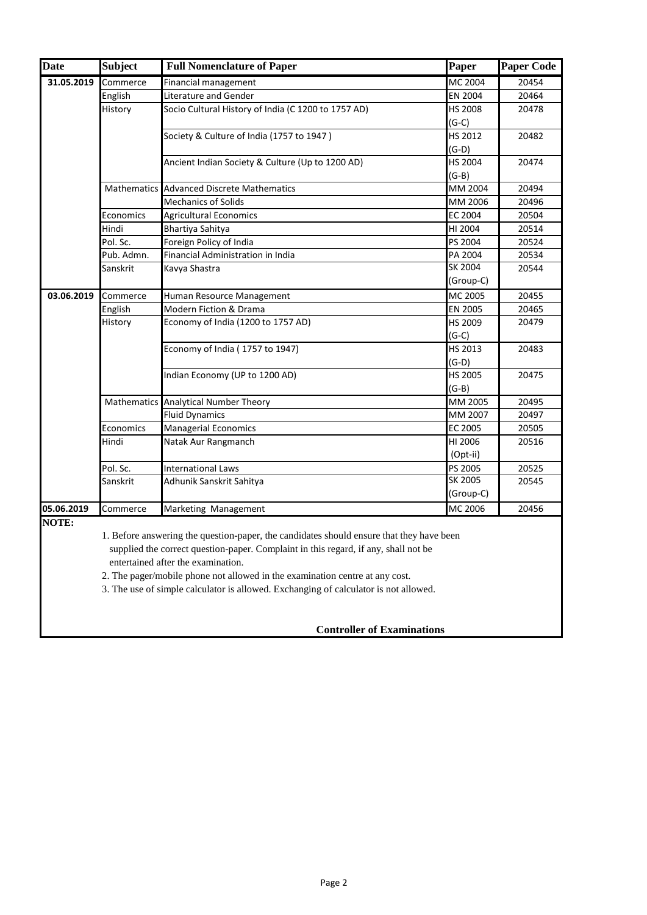| Date | Subject | Full Nomenclature of Paper | Paper | Paper Code |
|---|---|---|---|---|
| 31.05.2019 | Commerce | Financial management | MC 2004 | 20454 |
| | English | Literature and Gender | EN 2004 | 20464 |
| | History | Socio Cultural History of India (C 1200 to 1757 AD) | HS 2008 (G-C) | 20478 |
| | | Society & Culture of India (1757 to 1947 ) | HS 2012 (G-D) | 20482 |
| | | Ancient Indian Society & Culture (Up to 1200 AD) | HS 2004 (G-B) | 20474 |
| | Mathematics | Advanced Discrete Mathematics | MM 2004 | 20494 |
| | | Mechanics of Solids | MM 2006 | 20496 |
| | Economics | Agricultural Economics | EC 2004 | 20504 |
| | Hindi | Bhartiya Sahitya | HI 2004 | 20514 |
| | Pol. Sc. | Foreign Policy of India | PS 2004 | 20524 |
| | Pub. Admn. | Financial Administration in India | PA 2004 | 20534 |
| | Sanskrit | Kavya Shastra | SK 2004 (Group-C) | 20544 |
| 03.06.2019 | Commerce | Human Resource Management | MC 2005 | 20455 |
| | English | Modern Fiction & Drama | EN 2005 | 20465 |
| | History | Economy of India (1200 to 1757 AD) | HS 2009 (G-C) | 20479 |
| | | Economy of India ( 1757 to 1947) | HS 2013 (G-D) | 20483 |
| | | Indian Economy (UP to 1200 AD) | HS 2005 (G-B) | 20475 |
| | Mathematics | Analytical Number Theory | MM 2005 | 20495 |
| | | Fluid Dynamics | MM 2007 | 20497 |
| | Economics | Managerial Economics | EC 2005 | 20505 |
| | Hindi | Natak Aur Rangmanch | HI 2006 (Opt-ii) | 20516 |
| | Pol. Sc. | International Laws | PS 2005 | 20525 |
| | Sanskrit | Adhunik Sanskrit Sahitya | SK 2005 (Group-C) | 20545 |
| 05.06.2019 | Commerce | Marketing Management | MC 2006 | 20456 |

**NOTE:**

1. Before answering the question-paper, the candidates should ensure that they have been supplied the correct question-paper. Complaint in this regard, if any, shall not be entertained after the examination.
2. The pager/mobile phone not allowed in the examination centre at any cost.
3. The use of simple calculator is allowed. Exchanging of calculator is not allowed.

**Controller of Examinations**